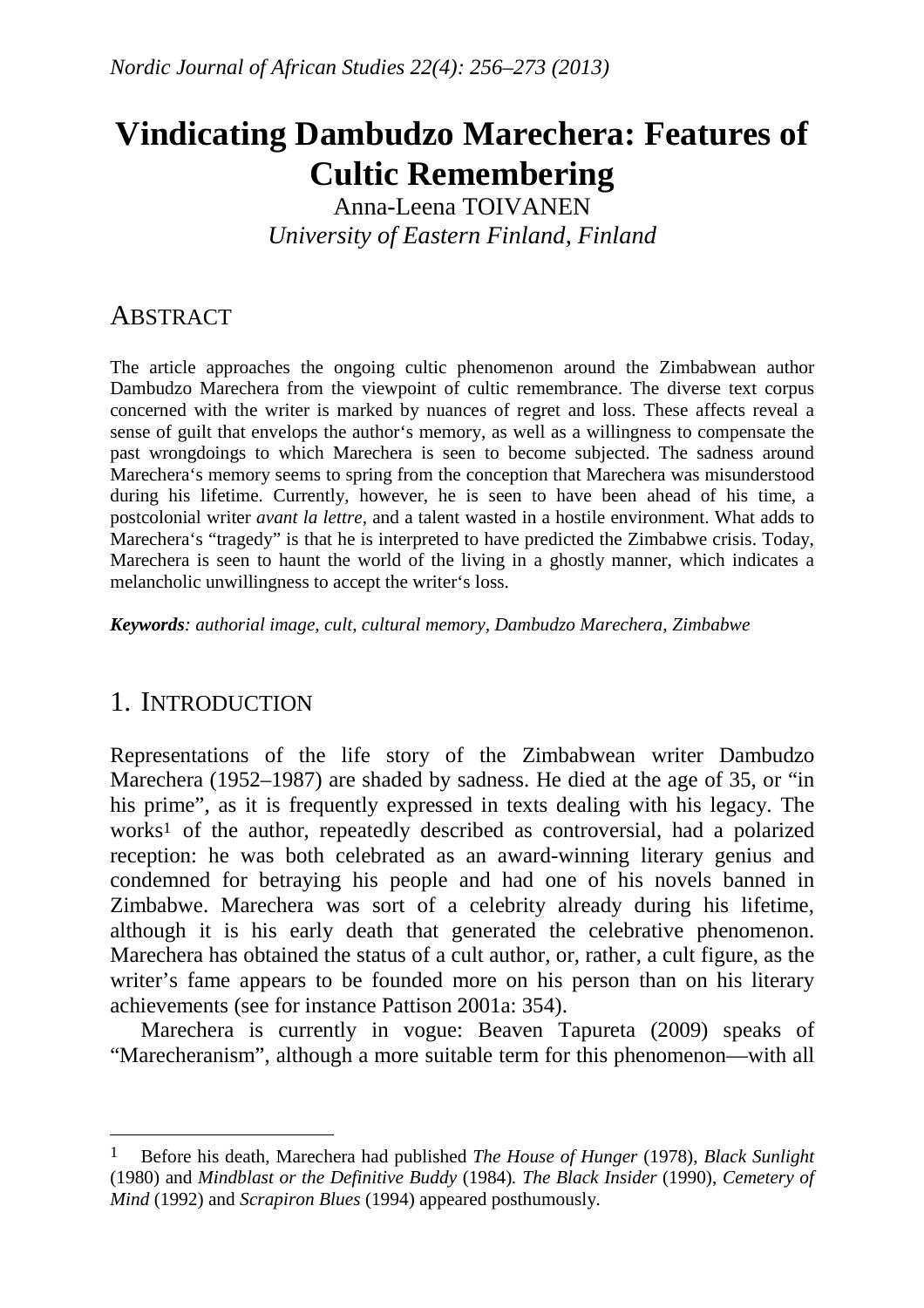# Vindicating Dambudzo Marechera: Features of Cultic Remembering

Anna-Leena TOIVANEN
*University of Eastern Finland, Finland*

## ABSTRACT

The article approaches the ongoing cultic phenomenon around the Zimbabwean author Dambudzo Marechera from the viewpoint of cultic remembrance. The diverse text corpus concerned with the writer is marked by nuances of regret and loss. These affects reveal a sense of guilt that envelops the author's memory, as well as a willingness to compensate the past wrongdoings to which Marechera is seen to become subjected. The sadness around Marechera's memory seems to spring from the conception that Marechera was misunderstood during his lifetime. Currently, however, he is seen to have been ahead of his time, a postcolonial writer *avant la lettre*, and a talent wasted in a hostile environment. What adds to Marechera's "tragedy" is that he is interpreted to have predicted the Zimbabwe crisis. Today, Marechera is seen to haunt the world of the living in a ghostly manner, which indicates a melancholic unwillingness to accept the writer's loss.

***Keywords****: authorial image, cult, cultural memory, Dambudzo Marechera, Zimbabwe*

## 1. INTRODUCTION

Representations of the life story of the Zimbabwean writer Dambudzo Marechera (1952–1987) are shaded by sadness. He died at the age of 35, or "in his prime", as it is frequently expressed in texts dealing with his legacy. The works[1] of the author, repeatedly described as controversial, had a polarized reception: he was both celebrated as an award-winning literary genius and condemned for betraying his people and had one of his novels banned in Zimbabwe. Marechera was sort of a celebrity already during his lifetime, although it is his early death that generated the celebrative phenomenon. Marechera has obtained the status of a cult author, or, rather, a cult figure, as the writer's fame appears to be founded more on his person than on his literary achievements (see for instance Pattison 2001a: 354).

Marechera is currently in vogue: Beaven Tapureta (2009) speaks of "Marecheranism", although a more suitable term for this phenomenon—with all

[1] Before his death, Marechera had published *The House of Hunger* (1978), *Black Sunlight* (1980) and *Mindblast or the Definitive Buddy* (1984)*. The Black Insider* (1990), *Cemetery of Mind* (1992) and *Scrapiron Blues* (1994) appeared posthumously.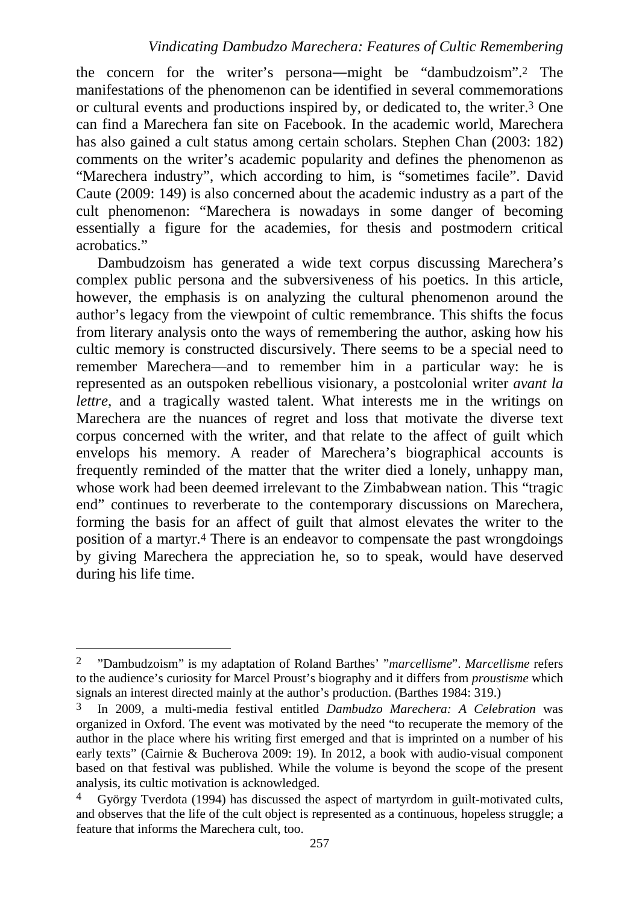the concern for the writer's persona—might be "dambudzoism".[2] The manifestations of the phenomenon can be identified in several commemorations or cultural events and productions inspired by, or dedicated to, the writer.[3] One can find a Marechera fan site on Facebook. In the academic world, Marechera has also gained a cult status among certain scholars. Stephen Chan (2003: 182) comments on the writer's academic popularity and defines the phenomenon as "Marechera industry", which according to him, is "sometimes facile". David Caute (2009: 149) is also concerned about the academic industry as a part of the cult phenomenon: "Marechera is nowadays in some danger of becoming essentially a figure for the academies, for thesis and postmodern critical acrobatics."

Dambudzoism has generated a wide text corpus discussing Marechera's complex public persona and the subversiveness of his poetics. In this article, however, the emphasis is on analyzing the cultural phenomenon around the author's legacy from the viewpoint of cultic remembrance. This shifts the focus from literary analysis onto the ways of remembering the author, asking how his cultic memory is constructed discursively. There seems to be a special need to remember Marechera—and to remember him in a particular way: he is represented as an outspoken rebellious visionary, a postcolonial writer *avant la lettre*, and a tragically wasted talent. What interests me in the writings on Marechera are the nuances of regret and loss that motivate the diverse text corpus concerned with the writer, and that relate to the affect of guilt which envelops his memory. A reader of Marechera's biographical accounts is frequently reminded of the matter that the writer died a lonely, unhappy man, whose work had been deemed irrelevant to the Zimbabwean nation. This "tragic end" continues to reverberate to the contemporary discussions on Marechera, forming the basis for an affect of guilt that almost elevates the writer to the position of a martyr.[4] There is an endeavor to compensate the past wrongdoings by giving Marechera the appreciation he, so to speak, would have deserved during his life time.

---

[2] "Dambudzoism" is my adaptation of Roland Barthes' "*marcellisme*". *Marcellisme* refers to the audience's curiosity for Marcel Proust's biography and it differs from *proustisme* which signals an interest directed mainly at the author's production. (Barthes 1984: 319.)

[3] In 2009, a multi-media festival entitled *Dambudzo Marechera: A Celebration* was organized in Oxford. The event was motivated by the need "to recuperate the memory of the author in the place where his writing first emerged and that is imprinted on a number of his early texts" (Cairnie & Bucherova 2009: 19). In 2012, a book with audio-visual component based on that festival was published. While the volume is beyond the scope of the present analysis, its cultic motivation is acknowledged.

[4] György Tverdota (1994) has discussed the aspect of martyrdom in guilt-motivated cults, and observes that the life of the cult object is represented as a continuous, hopeless struggle; a feature that informs the Marechera cult, too.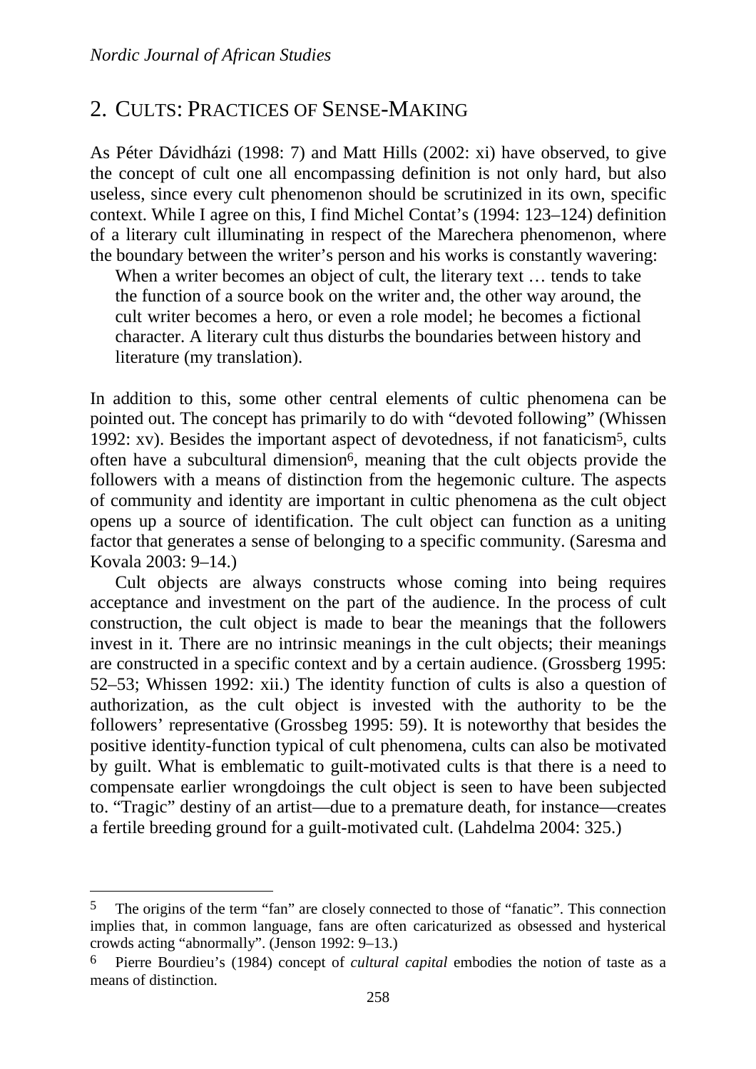## 2. CULTS: PRACTICES OF SENSE-MAKING

As Péter Dávidházi (1998: 7) and Matt Hills (2002: xi) have observed, to give the concept of cult one all encompassing definition is not only hard, but also useless, since every cult phenomenon should be scrutinized in its own, specific context. While I agree on this, I find Michel Contat's (1994: 123–124) definition of a literary cult illuminating in respect of the Marechera phenomenon, where the boundary between the writer's person and his works is constantly wavering:

> When a writer becomes an object of cult, the literary text … tends to take the function of a source book on the writer and, the other way around, the cult writer becomes a hero, or even a role model; he becomes a fictional character. A literary cult thus disturbs the boundaries between history and literature (my translation).

In addition to this, some other central elements of cultic phenomena can be pointed out. The concept has primarily to do with "devoted following" (Whissen 1992: xv). Besides the important aspect of devotedness, if not fanaticism[5], cults often have a subcultural dimension[6], meaning that the cult objects provide the followers with a means of distinction from the hegemonic culture. The aspects of community and identity are important in cultic phenomena as the cult object opens up a source of identification. The cult object can function as a uniting factor that generates a sense of belonging to a specific community. (Saresma and Kovala 2003: 9–14.)

Cult objects are always constructs whose coming into being requires acceptance and investment on the part of the audience. In the process of cult construction, the cult object is made to bear the meanings that the followers invest in it. There are no intrinsic meanings in the cult objects; their meanings are constructed in a specific context and by a certain audience. (Grossberg 1995: 52–53; Whissen 1992: xii.) The identity function of cults is also a question of authorization, as the cult object is invested with the authority to be the followers' representative (Grossbeg 1995: 59). It is noteworthy that besides the positive identity-function typical of cult phenomena, cults can also be motivated by guilt. What is emblematic to guilt-motivated cults is that there is a need to compensate earlier wrongdoings the cult object is seen to have been subjected to. "Tragic" destiny of an artist—due to a premature death, for instance—creates a fertile breeding ground for a guilt-motivated cult. (Lahdelma 2004: 325.)

---

[5] The origins of the term "fan" are closely connected to those of "fanatic". This connection implies that, in common language, fans are often caricaturized as obsessed and hysterical crowds acting "abnormally". (Jenson 1992: 9–13.)

[6] Pierre Bourdieu's (1984) concept of *cultural capital* embodies the notion of taste as a means of distinction.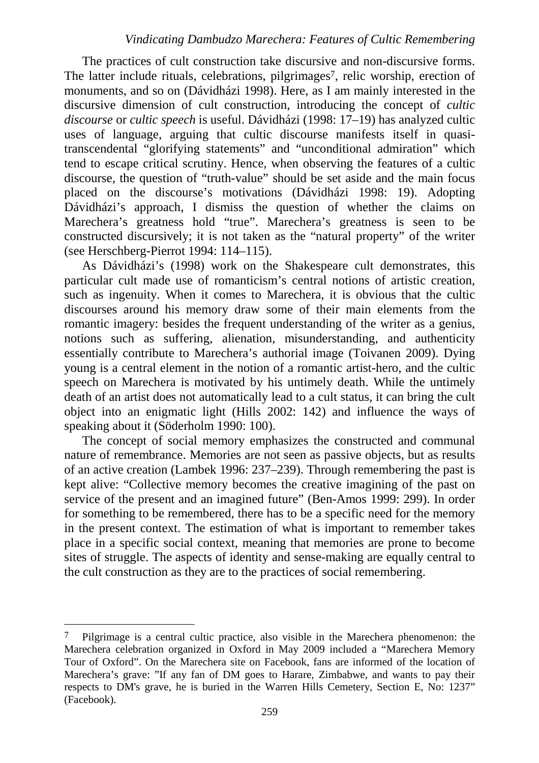The practices of cult construction take discursive and non-discursive forms. The latter include rituals, celebrations, pilgrimages[7], relic worship, erection of monuments, and so on (Dávidházi 1998). Here, as I am mainly interested in the discursive dimension of cult construction, introducing the concept of *cultic discourse* or *cultic speech* is useful. Dávidházi (1998: 17–19) has analyzed cultic uses of language, arguing that cultic discourse manifests itself in quasi-transcendental "glorifying statements" and "unconditional admiration" which tend to escape critical scrutiny. Hence, when observing the features of a cultic discourse, the question of "truth-value" should be set aside and the main focus placed on the discourse's motivations (Dávidházi 1998: 19). Adopting Dávidházi's approach, I dismiss the question of whether the claims on Marechera's greatness hold "true". Marechera's greatness is seen to be constructed discursively; it is not taken as the "natural property" of the writer (see Herschberg-Pierrot 1994: 114–115).

As Dávidházi's (1998) work on the Shakespeare cult demonstrates, this particular cult made use of romanticism's central notions of artistic creation, such as ingenuity. When it comes to Marechera, it is obvious that the cultic discourses around his memory draw some of their main elements from the romantic imagery: besides the frequent understanding of the writer as a genius, notions such as suffering, alienation, misunderstanding, and authenticity essentially contribute to Marechera's authorial image (Toivanen 2009). Dying young is a central element in the notion of a romantic artist-hero, and the cultic speech on Marechera is motivated by his untimely death. While the untimely death of an artist does not automatically lead to a cult status, it can bring the cult object into an enigmatic light (Hills 2002: 142) and influence the ways of speaking about it (Söderholm 1990: 100).

The concept of social memory emphasizes the constructed and communal nature of remembrance. Memories are not seen as passive objects, but as results of an active creation (Lambek 1996: 237–239). Through remembering the past is kept alive: "Collective memory becomes the creative imagining of the past on service of the present and an imagined future" (Ben-Amos 1999: 299). In order for something to be remembered, there has to be a specific need for the memory in the present context. The estimation of what is important to remember takes place in a specific social context, meaning that memories are prone to become sites of struggle. The aspects of identity and sense-making are equally central to the cult construction as they are to the practices of social remembering.

---

[7] Pilgrimage is a central cultic practice, also visible in the Marechera phenomenon: the Marechera celebration organized in Oxford in May 2009 included a "Marechera Memory Tour of Oxford". On the Marechera site on Facebook, fans are informed of the location of Marechera's grave: "If any fan of DM goes to Harare, Zimbabwe, and wants to pay their respects to DM's grave, he is buried in the Warren Hills Cemetery, Section E, No: 1237" (Facebook).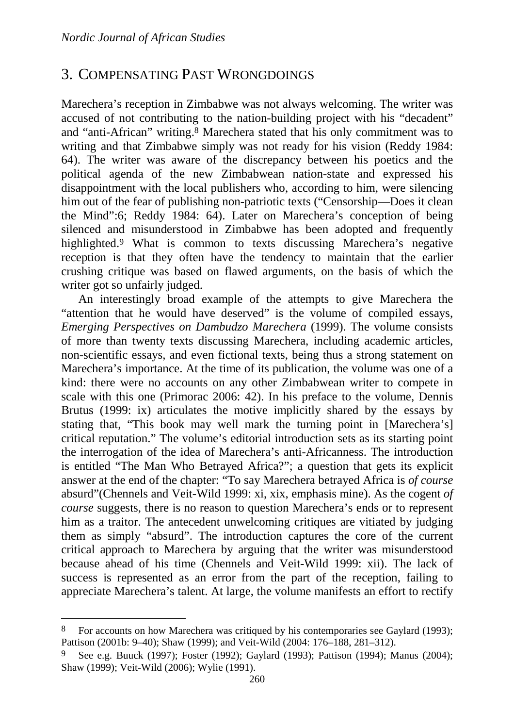## 3. COMPENSATING PAST WRONGDOINGS

Marechera's reception in Zimbabwe was not always welcoming. The writer was accused of not contributing to the nation-building project with his "decadent" and "anti-African" writing.[8] Marechera stated that his only commitment was to writing and that Zimbabwe simply was not ready for his vision (Reddy 1984: 64). The writer was aware of the discrepancy between his poetics and the political agenda of the new Zimbabwean nation-state and expressed his disappointment with the local publishers who, according to him, were silencing him out of the fear of publishing non-patriotic texts ("Censorship—Does it clean the Mind":6; Reddy 1984: 64). Later on Marechera's conception of being silenced and misunderstood in Zimbabwe has been adopted and frequently highlighted.[9] What is common to texts discussing Marechera's negative reception is that they often have the tendency to maintain that the earlier crushing critique was based on flawed arguments, on the basis of which the writer got so unfairly judged.

An interestingly broad example of the attempts to give Marechera the "attention that he would have deserved" is the volume of compiled essays, *Emerging Perspectives on Dambudzo Marechera* (1999). The volume consists of more than twenty texts discussing Marechera, including academic articles, non-scientific essays, and even fictional texts, being thus a strong statement on Marechera's importance. At the time of its publication, the volume was one of a kind: there were no accounts on any other Zimbabwean writer to compete in scale with this one (Primorac 2006: 42). In his preface to the volume, Dennis Brutus (1999: ix) articulates the motive implicitly shared by the essays by stating that, "This book may well mark the turning point in [Marechera's] critical reputation." The volume's editorial introduction sets as its starting point the interrogation of the idea of Marechera's anti-Africanness. The introduction is entitled "The Man Who Betrayed Africa?"; a question that gets its explicit answer at the end of the chapter: "To say Marechera betrayed Africa is *of course* absurd"(Chennels and Veit-Wild 1999: xi, xix, emphasis mine). As the cogent *of course* suggests, there is no reason to question Marechera's ends or to represent him as a traitor. The antecedent unwelcoming critiques are vitiated by judging them as simply "absurd". The introduction captures the core of the current critical approach to Marechera by arguing that the writer was misunderstood because ahead of his time (Chennels and Veit-Wild 1999: xii). The lack of success is represented as an error from the part of the reception, failing to appreciate Marechera's talent. At large, the volume manifests an effort to rectify

---

[8] For accounts on how Marechera was critiqued by his contemporaries see Gaylard (1993); Pattison (2001b: 9–40); Shaw (1999); and Veit-Wild (2004: 176–188, 281–312).

[9] See e.g. Buuck (1997); Foster (1992); Gaylard (1993); Pattison (1994); Manus (2004); Shaw (1999); Veit-Wild (2006); Wylie (1991).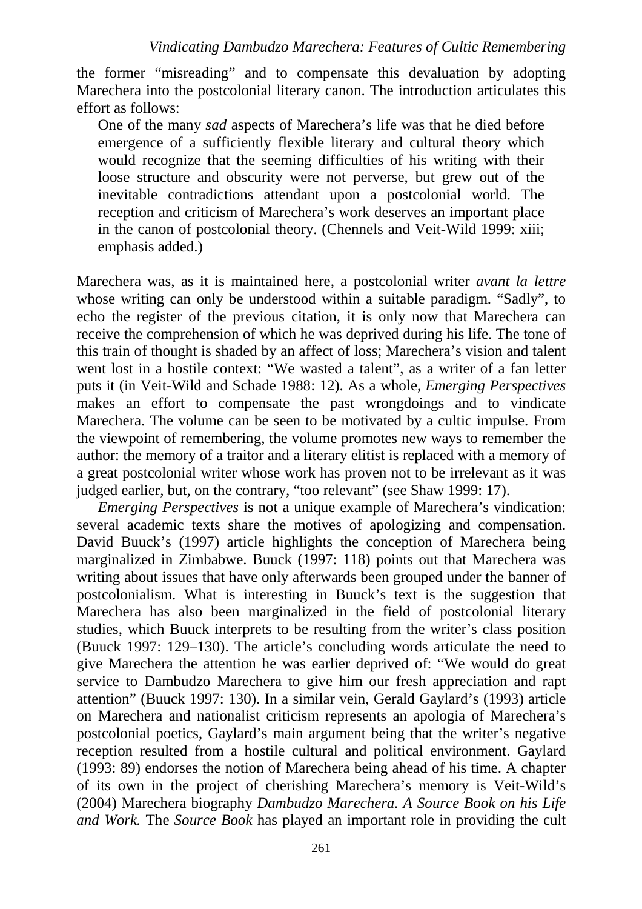the former "misreading" and to compensate this devaluation by adopting Marechera into the postcolonial literary canon. The introduction articulates this effort as follows:

> One of the many *sad* aspects of Marechera's life was that he died before emergence of a sufficiently flexible literary and cultural theory which would recognize that the seeming difficulties of his writing with their loose structure and obscurity were not perverse, but grew out of the inevitable contradictions attendant upon a postcolonial world. The reception and criticism of Marechera's work deserves an important place in the canon of postcolonial theory. (Chennels and Veit-Wild 1999: xiii; emphasis added.)

Marechera was, as it is maintained here, a postcolonial writer *avant la lettre* whose writing can only be understood within a suitable paradigm. "Sadly", to echo the register of the previous citation, it is only now that Marechera can receive the comprehension of which he was deprived during his life. The tone of this train of thought is shaded by an affect of loss; Marechera's vision and talent went lost in a hostile context: "We wasted a talent", as a writer of a fan letter puts it (in Veit-Wild and Schade 1988: 12). As a whole, *Emerging Perspectives* makes an effort to compensate the past wrongdoings and to vindicate Marechera. The volume can be seen to be motivated by a cultic impulse. From the viewpoint of remembering, the volume promotes new ways to remember the author: the memory of a traitor and a literary elitist is replaced with a memory of a great postcolonial writer whose work has proven not to be irrelevant as it was judged earlier, but, on the contrary, "too relevant" (see Shaw 1999: 17).

*Emerging Perspectives* is not a unique example of Marechera's vindication: several academic texts share the motives of apologizing and compensation. David Buuck's (1997) article highlights the conception of Marechera being marginalized in Zimbabwe. Buuck (1997: 118) points out that Marechera was writing about issues that have only afterwards been grouped under the banner of postcolonialism. What is interesting in Buuck's text is the suggestion that Marechera has also been marginalized in the field of postcolonial literary studies, which Buuck interprets to be resulting from the writer's class position (Buuck 1997: 129–130). The article's concluding words articulate the need to give Marechera the attention he was earlier deprived of: "We would do great service to Dambudzo Marechera to give him our fresh appreciation and rapt attention" (Buuck 1997: 130). In a similar vein, Gerald Gaylard's (1993) article on Marechera and nationalist criticism represents an apologia of Marechera's postcolonial poetics, Gaylard's main argument being that the writer's negative reception resulted from a hostile cultural and political environment. Gaylard (1993: 89) endorses the notion of Marechera being ahead of his time. A chapter of its own in the project of cherishing Marechera's memory is Veit-Wild's (2004) Marechera biography *Dambudzo Marechera. A Source Book on his Life and Work.* The *Source Book* has played an important role in providing the cult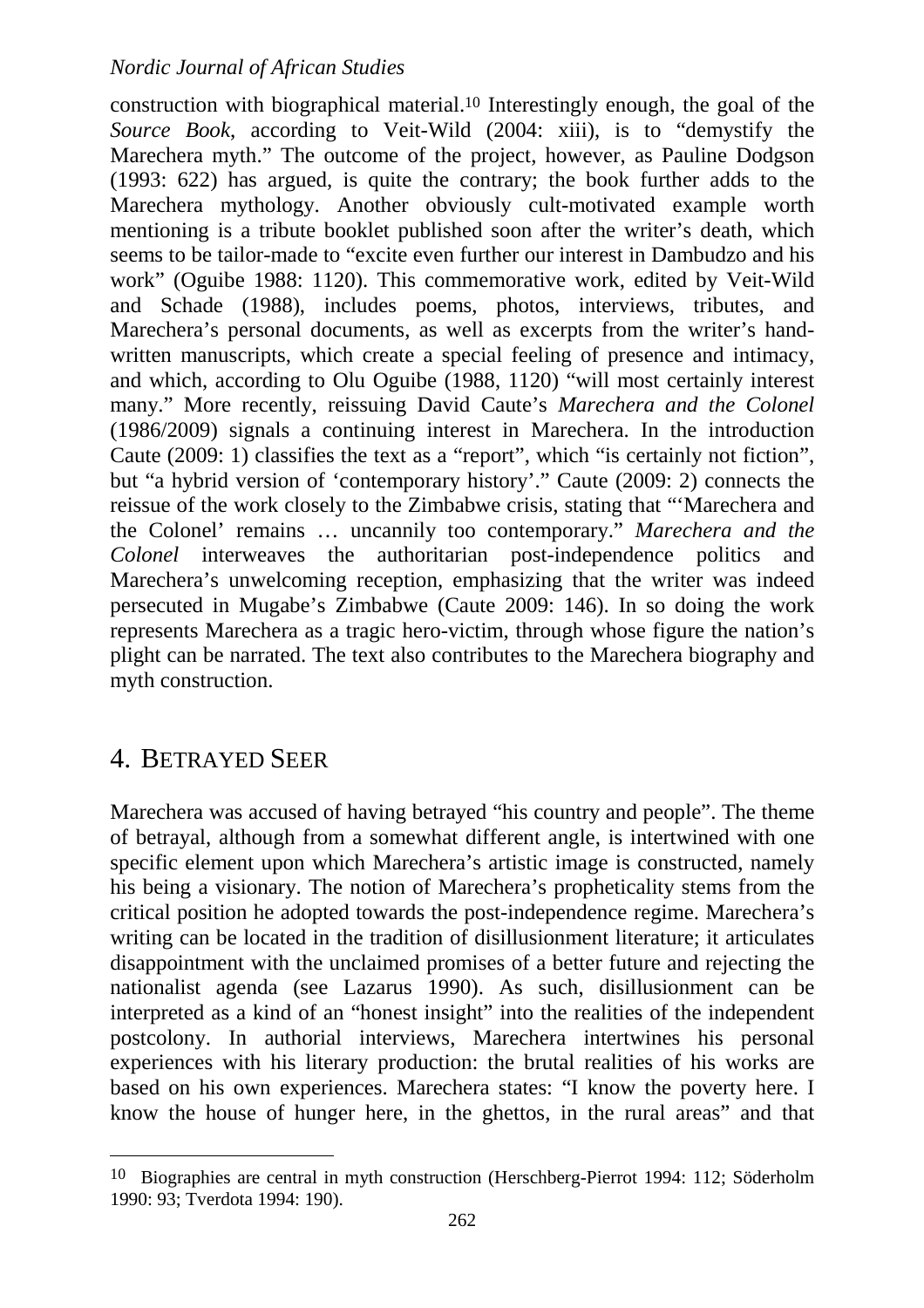construction with biographical material.[10] Interestingly enough, the goal of the *Source Book*, according to Veit-Wild (2004: xiii), is to "demystify the Marechera myth." The outcome of the project, however, as Pauline Dodgson (1993: 622) has argued, is quite the contrary; the book further adds to the Marechera mythology. Another obviously cult-motivated example worth mentioning is a tribute booklet published soon after the writer's death, which seems to be tailor-made to "excite even further our interest in Dambudzo and his work" (Oguibe 1988: 1120). This commemorative work, edited by Veit-Wild and Schade (1988), includes poems, photos, interviews, tributes, and Marechera's personal documents, as well as excerpts from the writer's hand-written manuscripts, which create a special feeling of presence and intimacy, and which, according to Olu Oguibe (1988, 1120) "will most certainly interest many." More recently, reissuing David Caute's *Marechera and the Colonel* (1986/2009) signals a continuing interest in Marechera. In the introduction Caute (2009: 1) classifies the text as a "report", which "is certainly not fiction", but "a hybrid version of 'contemporary history'." Caute (2009: 2) connects the reissue of the work closely to the Zimbabwe crisis, stating that "'Marechera and the Colonel' remains … uncannily too contemporary." *Marechera and the Colonel* interweaves the authoritarian post-independence politics and Marechera's unwelcoming reception, emphasizing that the writer was indeed persecuted in Mugabe's Zimbabwe (Caute 2009: 146). In so doing the work represents Marechera as a tragic hero-victim, through whose figure the nation's plight can be narrated. The text also contributes to the Marechera biography and myth construction.

## 4. Betrayed Seer

Marechera was accused of having betrayed "his country and people". The theme of betrayal, although from a somewhat different angle, is intertwined with one specific element upon which Marechera's artistic image is constructed, namely his being a visionary. The notion of Marechera's propheticality stems from the critical position he adopted towards the post-independence regime. Marechera's writing can be located in the tradition of disillusionment literature; it articulates disappointment with the unclaimed promises of a better future and rejecting the nationalist agenda (see Lazarus 1990). As such, disillusionment can be interpreted as a kind of an "honest insight" into the realities of the independent postcolony. In authorial interviews, Marechera intertwines his personal experiences with his literary production: the brutal realities of his works are based on his own experiences. Marechera states: "I know the poverty here. I know the house of hunger here, in the ghettos, in the rural areas" and that

---

[10] Biographies are central in myth construction (Herschberg-Pierrot 1994: 112; Söderholm 1990: 93; Tverdota 1994: 190).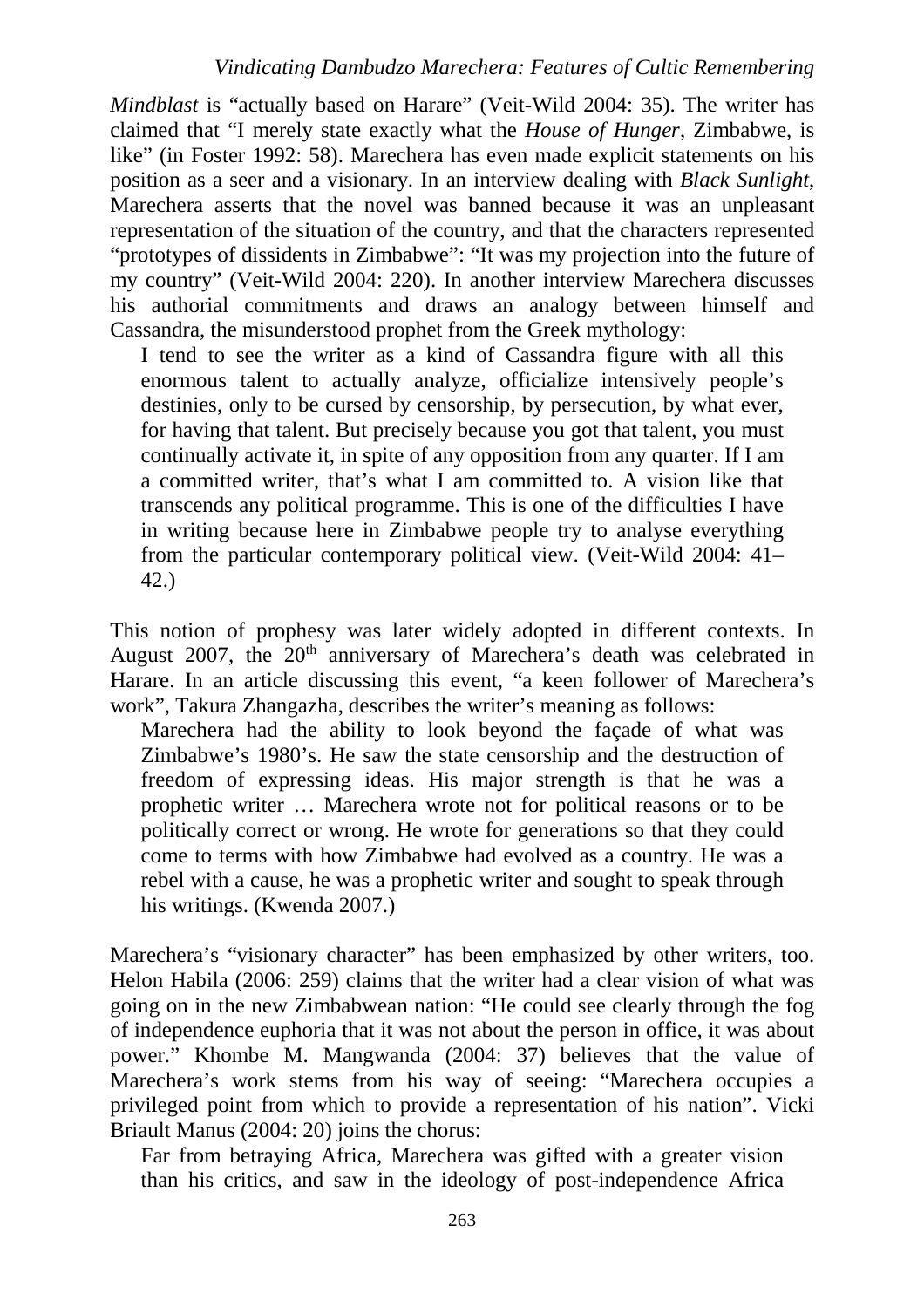*Mindblast* is "actually based on Harare" (Veit-Wild 2004: 35). The writer has claimed that "I merely state exactly what the *House of Hunger*, Zimbabwe, is like" (in Foster 1992: 58). Marechera has even made explicit statements on his position as a seer and a visionary. In an interview dealing with *Black Sunlight*, Marechera asserts that the novel was banned because it was an unpleasant representation of the situation of the country, and that the characters represented "prototypes of dissidents in Zimbabwe": "It was my projection into the future of my country" (Veit-Wild 2004: 220). In another interview Marechera discusses his authorial commitments and draws an analogy between himself and Cassandra, the misunderstood prophet from the Greek mythology:

> I tend to see the writer as a kind of Cassandra figure with all this enormous talent to actually analyze, officialize intensively people's destinies, only to be cursed by censorship, by persecution, by what ever, for having that talent. But precisely because you got that talent, you must continually activate it, in spite of any opposition from any quarter. If I am a committed writer, that's what I am committed to. A vision like that transcends any political programme. This is one of the difficulties I have in writing because here in Zimbabwe people try to analyse everything from the particular contemporary political view. (Veit-Wild 2004: 41–42.)

This notion of prophesy was later widely adopted in different contexts. In August 2007, the 20th anniversary of Marechera's death was celebrated in Harare. In an article discussing this event, "a keen follower of Marechera's work", Takura Zhangazha, describes the writer's meaning as follows:

> Marechera had the ability to look beyond the façade of what was Zimbabwe's 1980's. He saw the state censorship and the destruction of freedom of expressing ideas. His major strength is that he was a prophetic writer … Marechera wrote not for political reasons or to be politically correct or wrong. He wrote for generations so that they could come to terms with how Zimbabwe had evolved as a country. He was a rebel with a cause, he was a prophetic writer and sought to speak through his writings. (Kwenda 2007.)

Marechera's "visionary character" has been emphasized by other writers, too. Helon Habila (2006: 259) claims that the writer had a clear vision of what was going on in the new Zimbabwean nation: "He could see clearly through the fog of independence euphoria that it was not about the person in office, it was about power." Khombe M. Mangwanda (2004: 37) believes that the value of Marechera's work stems from his way of seeing: "Marechera occupies a privileged point from which to provide a representation of his nation". Vicki Briault Manus (2004: 20) joins the chorus:

> Far from betraying Africa, Marechera was gifted with a greater vision than his critics, and saw in the ideology of post-independence Africa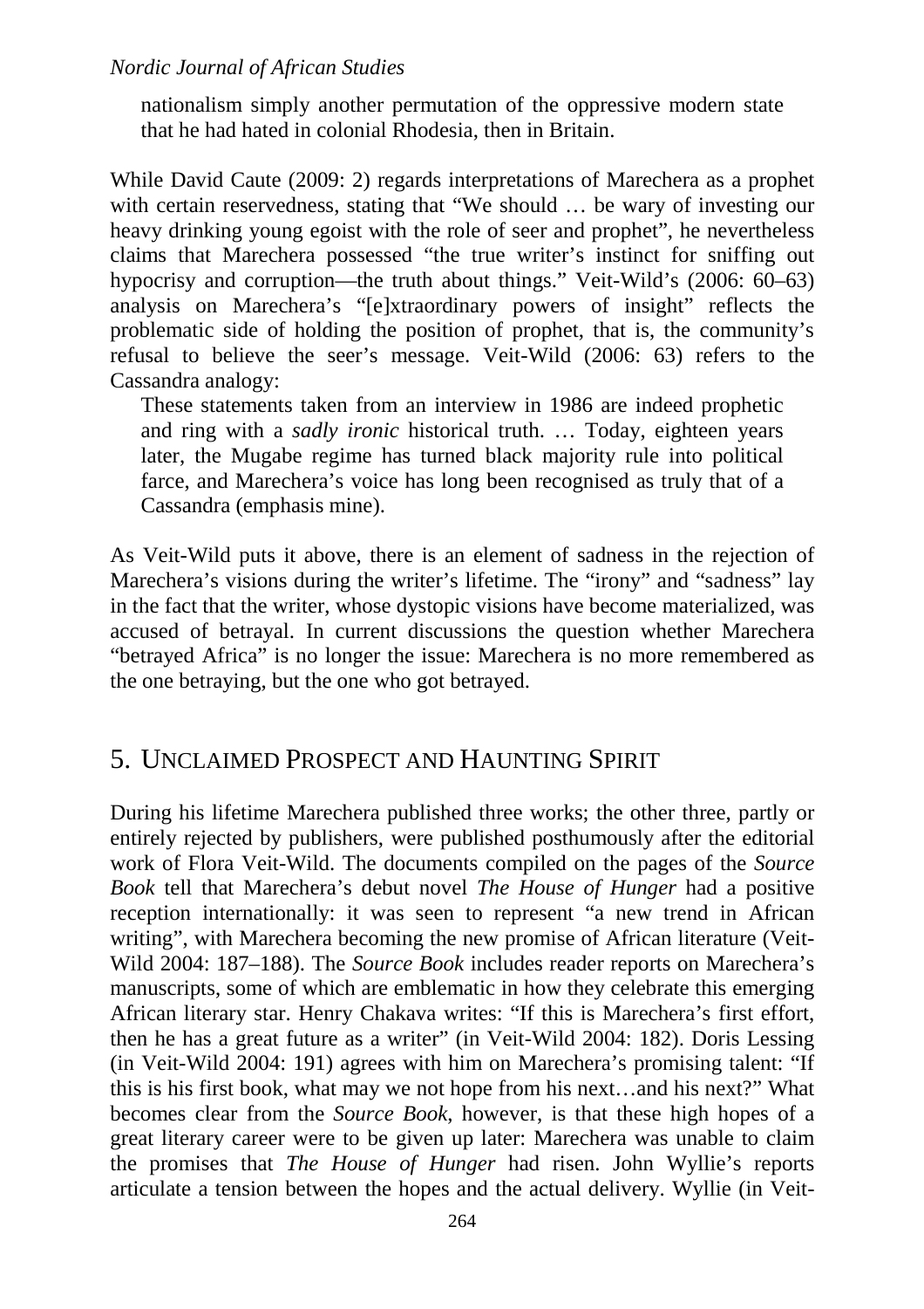nationalism simply another permutation of the oppressive modern state that he had hated in colonial Rhodesia, then in Britain.

While David Caute (2009: 2) regards interpretations of Marechera as a prophet with certain reservedness, stating that "We should … be wary of investing our heavy drinking young egoist with the role of seer and prophet", he nevertheless claims that Marechera possessed "the true writer's instinct for sniffing out hypocrisy and corruption—the truth about things." Veit-Wild's (2006: 60–63) analysis on Marechera's "[e]xtraordinary powers of insight" reflects the problematic side of holding the position of prophet, that is, the community's refusal to believe the seer's message. Veit-Wild (2006: 63) refers to the Cassandra analogy:

> These statements taken from an interview in 1986 are indeed prophetic and ring with a *sadly ironic* historical truth. … Today, eighteen years later, the Mugabe regime has turned black majority rule into political farce, and Marechera's voice has long been recognised as truly that of a Cassandra (emphasis mine).

As Veit-Wild puts it above, there is an element of sadness in the rejection of Marechera's visions during the writer's lifetime. The "irony" and "sadness" lay in the fact that the writer, whose dystopic visions have become materialized, was accused of betrayal. In current discussions the question whether Marechera "betrayed Africa" is no longer the issue: Marechera is no more remembered as the one betraying, but the one who got betrayed.

## 5. Unclaimed Prospect and Haunting Spirit

During his lifetime Marechera published three works; the other three, partly or entirely rejected by publishers, were published posthumously after the editorial work of Flora Veit-Wild. The documents compiled on the pages of the *Source Book* tell that Marechera's debut novel *The House of Hunger* had a positive reception internationally: it was seen to represent "a new trend in African writing", with Marechera becoming the new promise of African literature (Veit-Wild 2004: 187–188). The *Source Book* includes reader reports on Marechera's manuscripts, some of which are emblematic in how they celebrate this emerging African literary star. Henry Chakava writes: "If this is Marechera's first effort, then he has a great future as a writer" (in Veit-Wild 2004: 182). Doris Lessing (in Veit-Wild 2004: 191) agrees with him on Marechera's promising talent: "If this is his first book, what may we not hope from his next…and his next?" What becomes clear from the *Source Book*, however, is that these high hopes of a great literary career were to be given up later: Marechera was unable to claim the promises that *The House of Hunger* had risen. John Wyllie's reports articulate a tension between the hopes and the actual delivery. Wyllie (in Veit-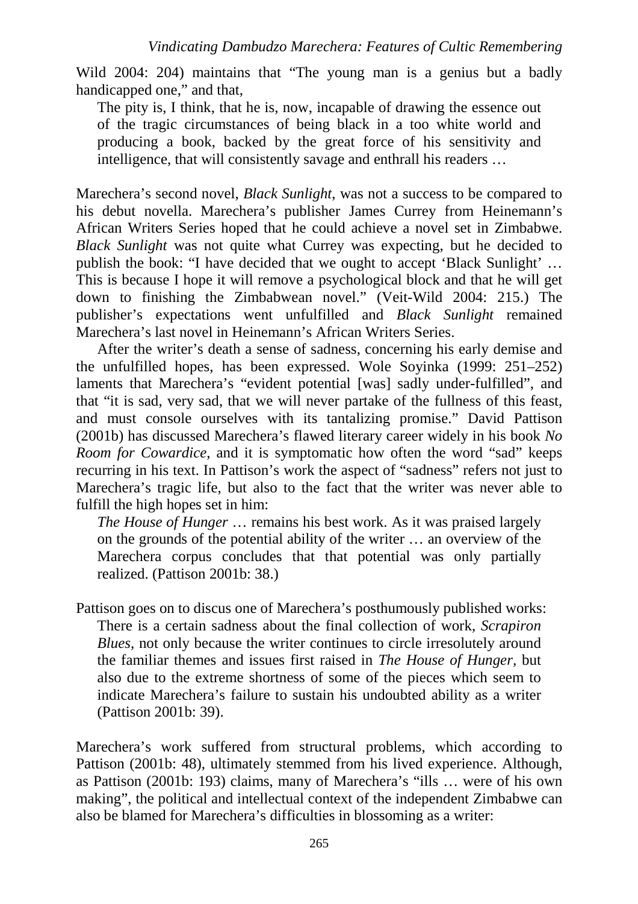Wild 2004: 204) maintains that "The young man is a genius but a badly handicapped one," and that,

> The pity is, I think, that he is, now, incapable of drawing the essence out of the tragic circumstances of being black in a too white world and producing a book, backed by the great force of his sensitivity and intelligence, that will consistently savage and enthrall his readers …

Marechera's second novel, *Black Sunlight*, was not a success to be compared to his debut novella. Marechera's publisher James Currey from Heinemann's African Writers Series hoped that he could achieve a novel set in Zimbabwe. *Black Sunlight* was not quite what Currey was expecting, but he decided to publish the book: "I have decided that we ought to accept 'Black Sunlight' … This is because I hope it will remove a psychological block and that he will get down to finishing the Zimbabwean novel." (Veit-Wild 2004: 215.) The publisher's expectations went unfulfilled and *Black Sunlight* remained Marechera's last novel in Heinemann's African Writers Series.

After the writer's death a sense of sadness, concerning his early demise and the unfulfilled hopes, has been expressed. Wole Soyinka (1999: 251–252) laments that Marechera's "evident potential [was] sadly under-fulfilled", and that "it is sad, very sad, that we will never partake of the fullness of this feast, and must console ourselves with its tantalizing promise." David Pattison (2001b) has discussed Marechera's flawed literary career widely in his book *No Room for Cowardice*, and it is symptomatic how often the word "sad" keeps recurring in his text. In Pattison's work the aspect of "sadness" refers not just to Marechera's tragic life, but also to the fact that the writer was never able to fulfill the high hopes set in him:

> *The House of Hunger* … remains his best work. As it was praised largely on the grounds of the potential ability of the writer … an overview of the Marechera corpus concludes that that potential was only partially realized. (Pattison 2001b: 38.)

Pattison goes on to discus one of Marechera's posthumously published works:

> There is a certain sadness about the final collection of work, *Scrapiron Blues*, not only because the writer continues to circle irresolutely around the familiar themes and issues first raised in *The House of Hunger*, but also due to the extreme shortness of some of the pieces which seem to indicate Marechera's failure to sustain his undoubted ability as a writer (Pattison 2001b: 39).

Marechera's work suffered from structural problems, which according to Pattison (2001b: 48), ultimately stemmed from his lived experience. Although, as Pattison (2001b: 193) claims, many of Marechera's "ills … were of his own making", the political and intellectual context of the independent Zimbabwe can also be blamed for Marechera's difficulties in blossoming as a writer: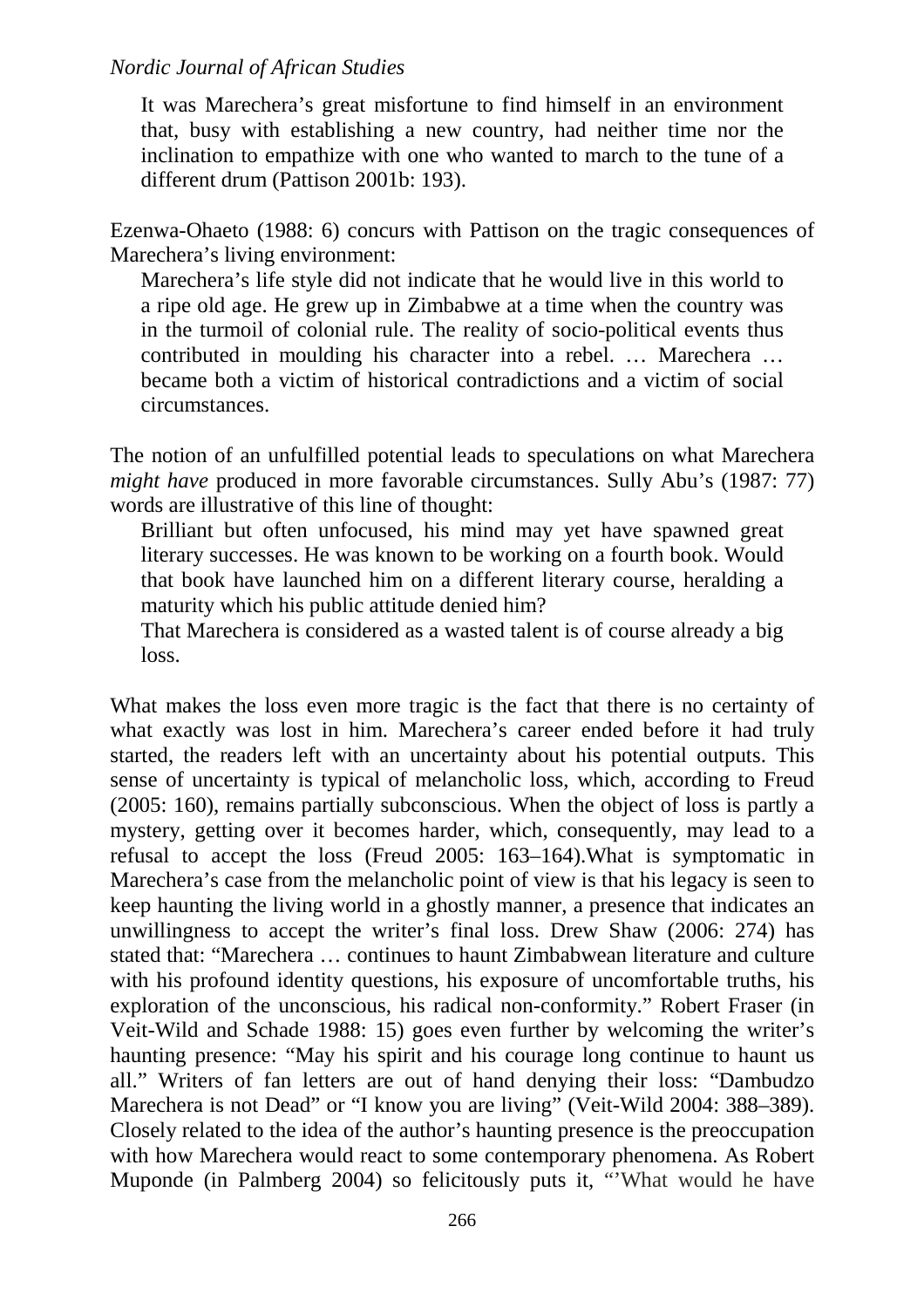> It was Marechera's great misfortune to find himself in an environment that, busy with establishing a new country, had neither time nor the inclination to empathize with one who wanted to march to the tune of a different drum (Pattison 2001b: 193).

Ezenwa-Ohaeto (1988: 6) concurs with Pattison on the tragic consequences of Marechera's living environment:

> Marechera's life style did not indicate that he would live in this world to a ripe old age. He grew up in Zimbabwe at a time when the country was in the turmoil of colonial rule. The reality of socio-political events thus contributed in moulding his character into a rebel. … Marechera … became both a victim of historical contradictions and a victim of social circumstances.

The notion of an unfulfilled potential leads to speculations on what Marechera *might have* produced in more favorable circumstances. Sully Abu's (1987: 77) words are illustrative of this line of thought:

> Brilliant but often unfocused, his mind may yet have spawned great literary successes. He was known to be working on a fourth book. Would that book have launched him on a different literary course, heralding a maturity which his public attitude denied him?
>
> That Marechera is considered as a wasted talent is of course already a big loss.

What makes the loss even more tragic is the fact that there is no certainty of what exactly was lost in him. Marechera's career ended before it had truly started, the readers left with an uncertainty about his potential outputs. This sense of uncertainty is typical of melancholic loss, which, according to Freud (2005: 160), remains partially subconscious. When the object of loss is partly a mystery, getting over it becomes harder, which, consequently, may lead to a refusal to accept the loss (Freud 2005: 163–164).What is symptomatic in Marechera's case from the melancholic point of view is that his legacy is seen to keep haunting the living world in a ghostly manner, a presence that indicates an unwillingness to accept the writer's final loss. Drew Shaw (2006: 274) has stated that: "Marechera … continues to haunt Zimbabwean literature and culture with his profound identity questions, his exposure of uncomfortable truths, his exploration of the unconscious, his radical non-conformity." Robert Fraser (in Veit-Wild and Schade 1988: 15) goes even further by welcoming the writer's haunting presence: "May his spirit and his courage long continue to haunt us all." Writers of fan letters are out of hand denying their loss: "Dambudzo Marechera is not Dead" or "I know you are living" (Veit-Wild 2004: 388–389). Closely related to the idea of the author's haunting presence is the preoccupation with how Marechera would react to some contemporary phenomena. As Robert Muponde (in Palmberg 2004) so felicitously puts it, "'What would he have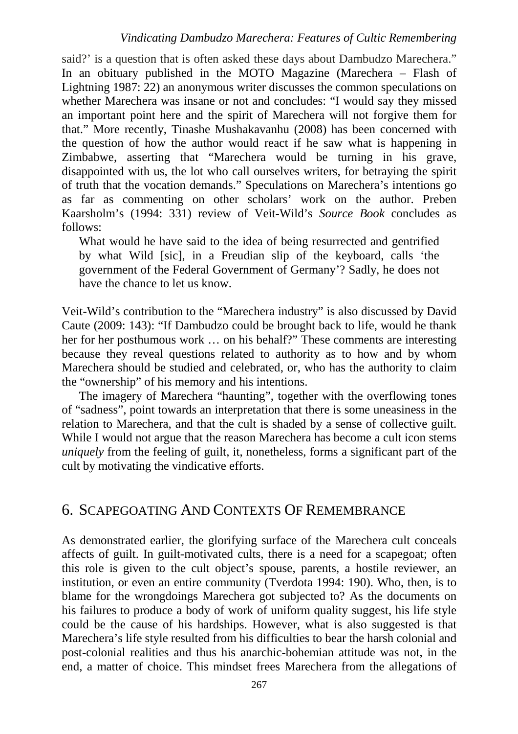said?' is a question that is often asked these days about Dambudzo Marechera." In an obituary published in the MOTO Magazine (Marechera – Flash of Lightning 1987: 22) an anonymous writer discusses the common speculations on whether Marechera was insane or not and concludes: "I would say they missed an important point here and the spirit of Marechera will not forgive them for that." More recently, Tinashe Mushakavanhu (2008) has been concerned with the question of how the author would react if he saw what is happening in Zimbabwe, asserting that "Marechera would be turning in his grave, disappointed with us, the lot who call ourselves writers, for betraying the spirit of truth that the vocation demands." Speculations on Marechera's intentions go as far as commenting on other scholars' work on the author. Preben Kaarsholm's (1994: 331) review of Veit-Wild's *Source Book* concludes as follows:

> What would he have said to the idea of being resurrected and gentrified by what Wild [sic], in a Freudian slip of the keyboard, calls 'the government of the Federal Government of Germany'? Sadly, he does not have the chance to let us know.

Veit-Wild's contribution to the "Marechera industry" is also discussed by David Caute (2009: 143): "If Dambudzo could be brought back to life, would he thank her for her posthumous work … on his behalf?" These comments are interesting because they reveal questions related to authority as to how and by whom Marechera should be studied and celebrated, or, who has the authority to claim the "ownership" of his memory and his intentions.

The imagery of Marechera "haunting", together with the overflowing tones of "sadness", point towards an interpretation that there is some uneasiness in the relation to Marechera, and that the cult is shaded by a sense of collective guilt. While I would not argue that the reason Marechera has become a cult icon stems *uniquely* from the feeling of guilt, it, nonetheless, forms a significant part of the cult by motivating the vindicative efforts.

## 6. Scapegoating And Contexts Of Remembrance

As demonstrated earlier, the glorifying surface of the Marechera cult conceals affects of guilt. In guilt-motivated cults, there is a need for a scapegoat; often this role is given to the cult object's spouse, parents, a hostile reviewer, an institution, or even an entire community (Tverdota 1994: 190). Who, then, is to blame for the wrongdoings Marechera got subjected to? As the documents on his failures to produce a body of work of uniform quality suggest, his life style could be the cause of his hardships. However, what is also suggested is that Marechera's life style resulted from his difficulties to bear the harsh colonial and post-colonial realities and thus his anarchic-bohemian attitude was not, in the end, a matter of choice. This mindset frees Marechera from the allegations of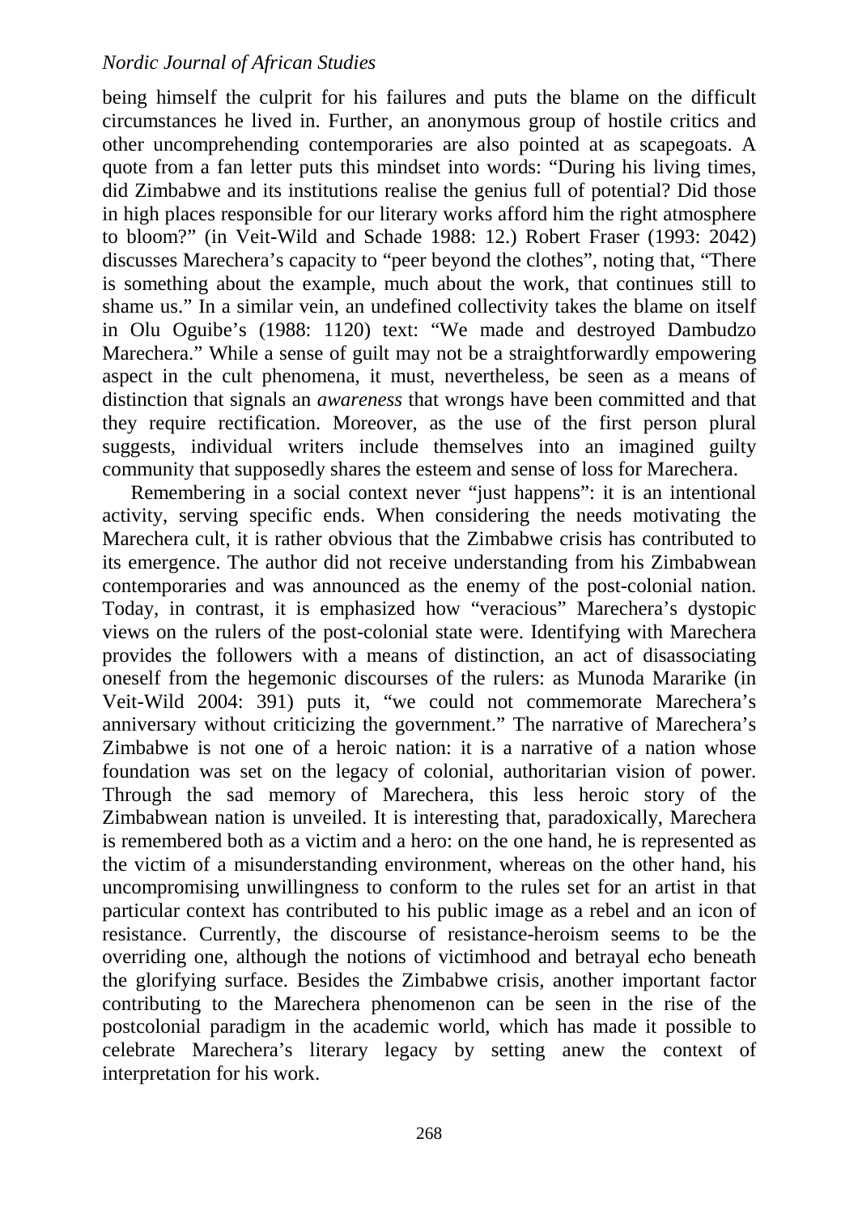being himself the culprit for his failures and puts the blame on the difficult circumstances he lived in. Further, an anonymous group of hostile critics and other uncomprehending contemporaries are also pointed at as scapegoats. A quote from a fan letter puts this mindset into words: "During his living times, did Zimbabwe and its institutions realise the genius full of potential? Did those in high places responsible for our literary works afford him the right atmosphere to bloom?" (in Veit-Wild and Schade 1988: 12.) Robert Fraser (1993: 2042) discusses Marechera's capacity to "peer beyond the clothes", noting that, "There is something about the example, much about the work, that continues still to shame us." In a similar vein, an undefined collectivity takes the blame on itself in Olu Oguibe's (1988: 1120) text: "We made and destroyed Dambudzo Marechera." While a sense of guilt may not be a straightforwardly empowering aspect in the cult phenomena, it must, nevertheless, be seen as a means of distinction that signals an *awareness* that wrongs have been committed and that they require rectification. Moreover, as the use of the first person plural suggests, individual writers include themselves into an imagined guilty community that supposedly shares the esteem and sense of loss for Marechera.

Remembering in a social context never "just happens": it is an intentional activity, serving specific ends. When considering the needs motivating the Marechera cult, it is rather obvious that the Zimbabwe crisis has contributed to its emergence. The author did not receive understanding from his Zimbabwean contemporaries and was announced as the enemy of the post-colonial nation. Today, in contrast, it is emphasized how "veracious" Marechera's dystopic views on the rulers of the post-colonial state were. Identifying with Marechera provides the followers with a means of distinction, an act of disassociating oneself from the hegemonic discourses of the rulers: as Munoda Mararike (in Veit-Wild 2004: 391) puts it, "we could not commemorate Marechera's anniversary without criticizing the government." The narrative of Marechera's Zimbabwe is not one of a heroic nation: it is a narrative of a nation whose foundation was set on the legacy of colonial, authoritarian vision of power. Through the sad memory of Marechera, this less heroic story of the Zimbabwean nation is unveiled. It is interesting that, paradoxically, Marechera is remembered both as a victim and a hero: on the one hand, he is represented as the victim of a misunderstanding environment, whereas on the other hand, his uncompromising unwillingness to conform to the rules set for an artist in that particular context has contributed to his public image as a rebel and an icon of resistance. Currently, the discourse of resistance-heroism seems to be the overriding one, although the notions of victimhood and betrayal echo beneath the glorifying surface. Besides the Zimbabwe crisis, another important factor contributing to the Marechera phenomenon can be seen in the rise of the postcolonial paradigm in the academic world, which has made it possible to celebrate Marechera's literary legacy by setting anew the context of interpretation for his work.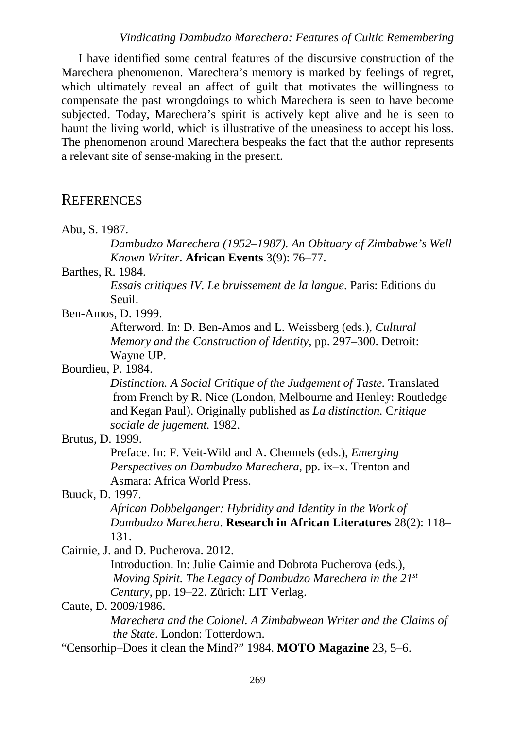I have identified some central features of the discursive construction of the Marechera phenomenon. Marechera's memory is marked by feelings of regret, which ultimately reveal an affect of guilt that motivates the willingness to compensate the past wrongdoings to which Marechera is seen to have become subjected. Today, Marechera's spirit is actively kept alive and he is seen to haunt the living world, which is illustrative of the uneasiness to accept his loss. The phenomenon around Marechera bespeaks the fact that the author represents a relevant site of sense-making in the present.

## References

Abu, S. 1987.
*Dambudzo Marechera (1952–1987). An Obituary of Zimbabwe's Well Known Writer*. **African Events** 3(9): 76–77.

Barthes, R. 1984.
*Essais critiques IV. Le bruissement de la langue*. Paris: Editions du Seuil.

Ben-Amos, D. 1999.
Afterword. In: D. Ben-Amos and L. Weissberg (eds.), *Cultural Memory and the Construction of Identity*, pp. 297–300. Detroit: Wayne UP.

Bourdieu, P. 1984.
*Distinction. A Social Critique of the Judgement of Taste.* Translated from French by R. Nice (London, Melbourne and Henley: Routledge and Kegan Paul). Originally published as *La distinction. Critique sociale de jugement.* 1982.

Brutus, D. 1999.
Preface. In: F. Veit-Wild and A. Chennels (eds.), *Emerging Perspectives on Dambudzo Marechera*, pp. ix–x. Trenton and Asmara: Africa World Press.

Buuck, D. 1997.
*African Dobbelganger: Hybridity and Identity in the Work of Dambudzo Marechera*. **Research in African Literatures** 28(2): 118–131.

Cairnie, J. and D. Pucherova. 2012.
Introduction. In: Julie Cairnie and Dobrota Pucherova (eds.), *Moving Spirit. The Legacy of Dambudzo Marechera in the 21st Century*, pp. 19–22. Zürich: LIT Verlag.

Caute, D. 2009/1986.
*Marechera and the Colonel. A Zimbabwean Writer and the Claims of the State*. London: Totterdown.

"Censorhip–Does it clean the Mind?" 1984. **MOTO Magazine** 23, 5–6.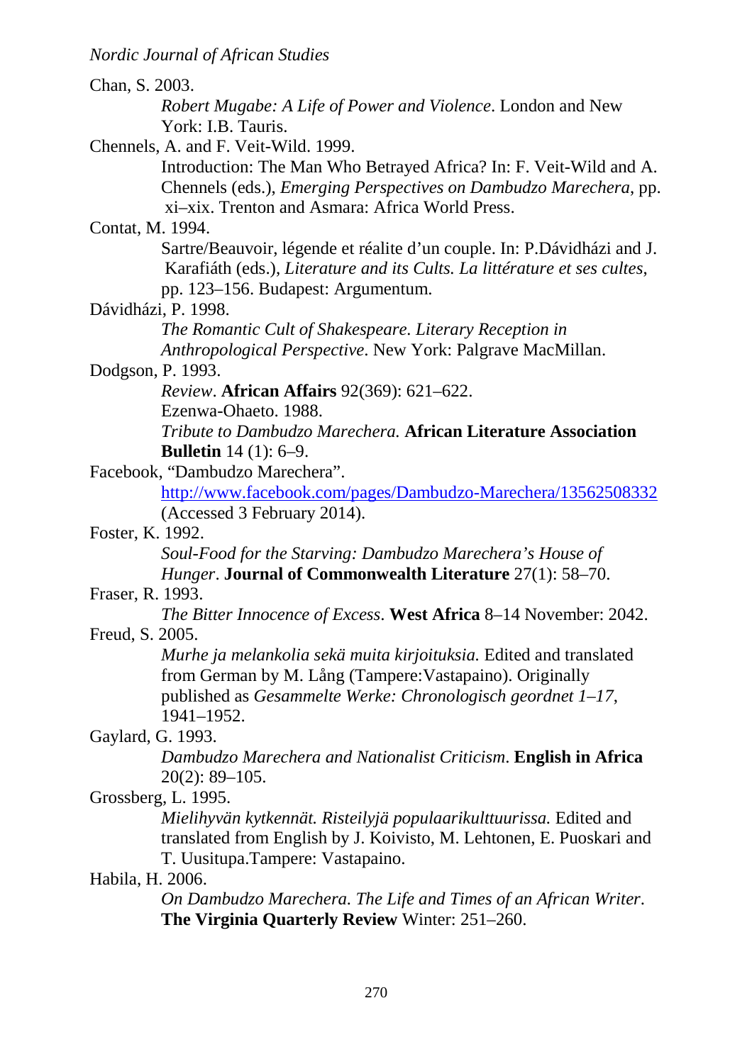Chan, S. 2003.
*Robert Mugabe: A Life of Power and Violence*. London and New York: I.B. Tauris.

Chennels, A. and F. Veit-Wild. 1999.
Introduction: The Man Who Betrayed Africa? In: F. Veit-Wild and A. Chennels (eds.), *Emerging Perspectives on Dambudzo Marechera*, pp. xi–xix. Trenton and Asmara: Africa World Press.

Contat, M. 1994.
Sartre/Beauvoir, légende et réalite d'un couple. In: P.Dávidházi and J. Karafiáth (eds.), *Literature and its Cults. La littérature et ses cultes*, pp. 123–156. Budapest: Argumentum.

Dávidházi, P. 1998.
*The Romantic Cult of Shakespeare. Literary Reception in Anthropological Perspective*. New York: Palgrave MacMillan.

Dodgson, P. 1993.
*Review*. **African Affairs** 92(369): 621–622.
Ezenwa-Ohaeto. 1988.
*Tribute to Dambudzo Marechera.* **African Literature Association Bulletin** 14 (1): 6–9.

Facebook, "Dambudzo Marechera".
http://www.facebook.com/pages/Dambudzo-Marechera/13562508332 (Accessed 3 February 2014).

Foster, K. 1992.
*Soul-Food for the Starving: Dambudzo Marechera's House of Hunger*. **Journal of Commonwealth Literature** 27(1): 58–70.

Fraser, R. 1993.
*The Bitter Innocence of Excess*. **West Africa** 8–14 November: 2042.

Freud, S. 2005.
*Murhe ja melankolia sekä muita kirjoituksia.* Edited and translated from German by M. Lång (Tampere:Vastapaino). Originally published as *Gesammelte Werke: Chronologisch geordnet 1–17*, 1941–1952.

Gaylard, G. 1993.
*Dambudzo Marechera and Nationalist Criticism*. **English in Africa** 20(2): 89–105.

Grossberg, L. 1995.
*Mielihyvän kytkennät. Risteilyjä populaarikulttuurissa.* Edited and translated from English by J. Koivisto, M. Lehtonen, E. Puoskari and T. Uusitupa.Tampere: Vastapaino.

Habila, H. 2006.
*On Dambudzo Marechera. The Life and Times of an African Writer*. **The Virginia Quarterly Review** Winter: 251–260.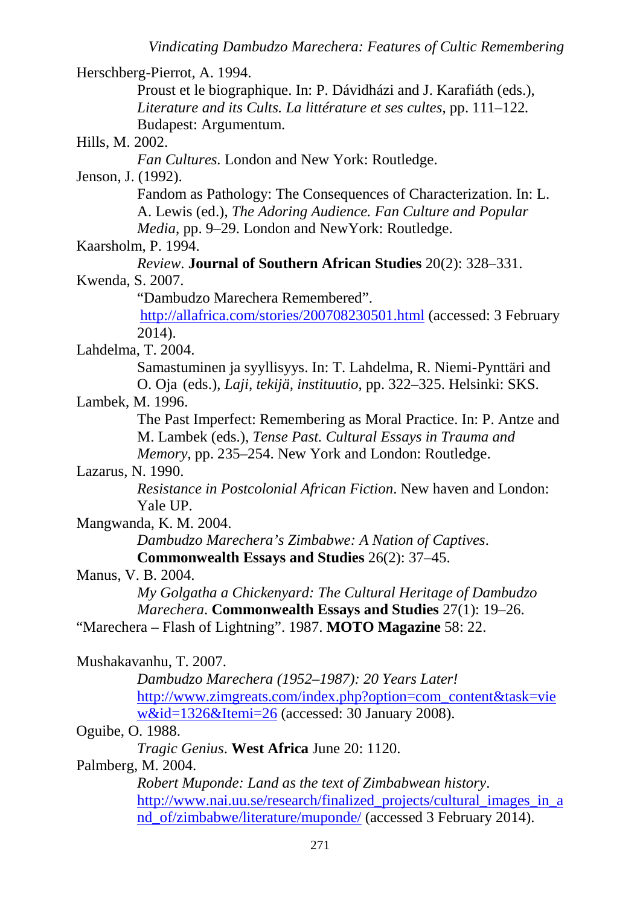Herschberg-Pierrot, A. 1994.

Proust et le biographique. In: P. Dávidházi and J. Karafiáth (eds.), *Literature and its Cults. La littérature et ses cultes*, pp. 111–122. Budapest: Argumentum.

Hills, M. 2002.

*Fan Cultures*. London and New York: Routledge.

Jenson, J. (1992).

Fandom as Pathology: The Consequences of Characterization. In: L. A. Lewis (ed.), *The Adoring Audience. Fan Culture and Popular Media*, pp. 9–29. London and NewYork: Routledge.

Kaarsholm, P. 1994.

*Review*. **Journal of Southern African Studies** 20(2): 328–331.

Kwenda, S. 2007.

"Dambudzo Marechera Remembered". http://allafrica.com/stories/200708230501.html (accessed: 3 February 2014).

Lahdelma, T. 2004.

Samastuminen ja syyllisyys. In: T. Lahdelma, R. Niemi-Pynttäri and O. Oja (eds.), *Laji, tekijä, instituutio*, pp. 322–325. Helsinki: SKS.

Lambek, M. 1996.

The Past Imperfect: Remembering as Moral Practice. In: P. Antze and M. Lambek (eds.), *Tense Past. Cultural Essays in Trauma and Memory*, pp. 235–254. New York and London: Routledge.

Lazarus, N. 1990.

*Resistance in Postcolonial African Fiction*. New haven and London: Yale UP.

Mangwanda, K. M. 2004.

*Dambudzo Marechera's Zimbabwe: A Nation of Captives*. **Commonwealth Essays and Studies** 26(2): 37–45.

Manus, V. B. 2004.

*My Golgatha a Chickenyard: The Cultural Heritage of Dambudzo Marechera*. **Commonwealth Essays and Studies** 27(1): 19–26.

"Marechera – Flash of Lightning". 1987. **MOTO Magazine** 58: 22.

Mushakavanhu, T. 2007.

*Dambudzo Marechera (1952–1987): 20 Years Later!* http://www.zimgreats.com/index.php?option=com_content&task=view&id=1326&Itemi=26 (accessed: 30 January 2008).

Oguibe, O. 1988.

*Tragic Genius*. **West Africa** June 20: 1120.

Palmberg, M. 2004.

*Robert Muponde: Land as the text of Zimbabwean history*. http://www.nai.uu.se/research/finalized_projects/cultural_images_in_and_of/zimbabwe/literature/muponde/ (accessed 3 February 2014).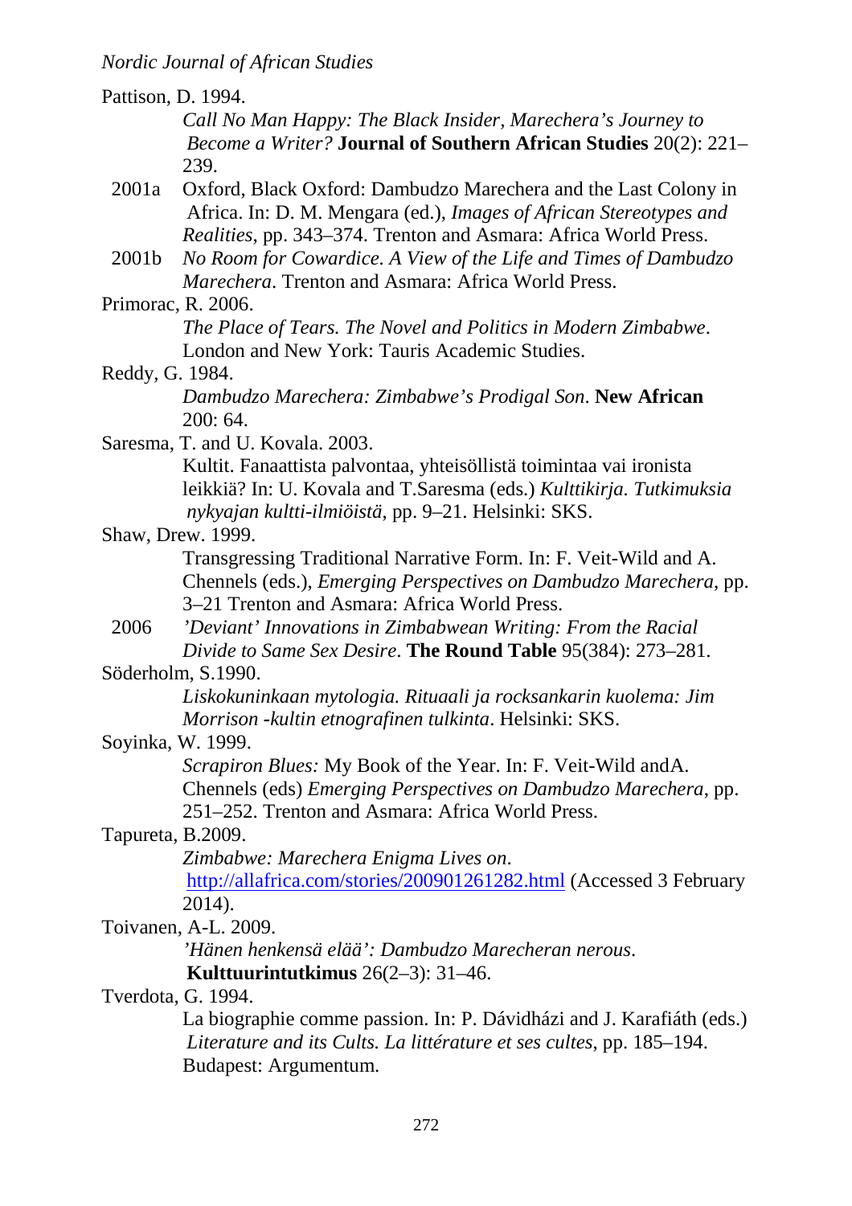Pattison, D. 1994.

*Call No Man Happy: The Black Insider, Marechera's Journey to Become a Writer?* **Journal of Southern African Studies** 20(2): 221–239.

2001a Oxford, Black Oxford: Dambudzo Marechera and the Last Colony in Africa. In: D. M. Mengara (ed.), *Images of African Stereotypes and Realities*, pp. 343–374. Trenton and Asmara: Africa World Press.

2001b *No Room for Cowardice. A View of the Life and Times of Dambudzo Marechera*. Trenton and Asmara: Africa World Press.

Primorac, R. 2006.

*The Place of Tears. The Novel and Politics in Modern Zimbabwe*. London and New York: Tauris Academic Studies.

Reddy, G. 1984.

*Dambudzo Marechera: Zimbabwe's Prodigal Son*. **New African** 200: 64.

Saresma, T. and U. Kovala. 2003.

Kultit. Fanaattista palvontaa, yhteisöllistä toimintaa vai ironista leikkiä? In: U. Kovala and T.Saresma (eds.) *Kulttikirja. Tutkimuksia nykyajan kultti-ilmiöistä*, pp. 9–21. Helsinki: SKS.

Shaw, Drew. 1999.

Transgressing Traditional Narrative Form. In: F. Veit-Wild and A. Chennels (eds.), *Emerging Perspectives on Dambudzo Marechera*, pp. 3–21 Trenton and Asmara: Africa World Press.

2006 *'Deviant' Innovations in Zimbabwean Writing: From the Racial Divide to Same Sex Desire*. **The Round Table** 95(384): 273–281.

Söderholm, S.1990.

*Liskokuninkaan mytologia. Rituaali ja rocksankarin kuolema: Jim Morrison -kultin etnografinen tulkinta*. Helsinki: SKS.

Soyinka, W. 1999.

*Scrapiron Blues:* My Book of the Year. In: F. Veit-Wild andA. Chennels (eds) *Emerging Perspectives on Dambudzo Marechera*, pp. 251–252. Trenton and Asmara: Africa World Press.

Tapureta, B.2009.

*Zimbabwe: Marechera Enigma Lives on*. http://allafrica.com/stories/200901261282.html (Accessed 3 February 2014).

Toivanen, A-L. 2009.

*'Hänen henkensä elää': Dambudzo Marecheran nerous*. **Kulttuurintutkimus** 26(2–3): 31–46.

Tverdota, G. 1994.

La biographie comme passion. In: P. Dávidházi and J. Karafiáth (eds.) *Literature and its Cults. La littérature et ses cultes*, pp. 185–194. Budapest: Argumentum.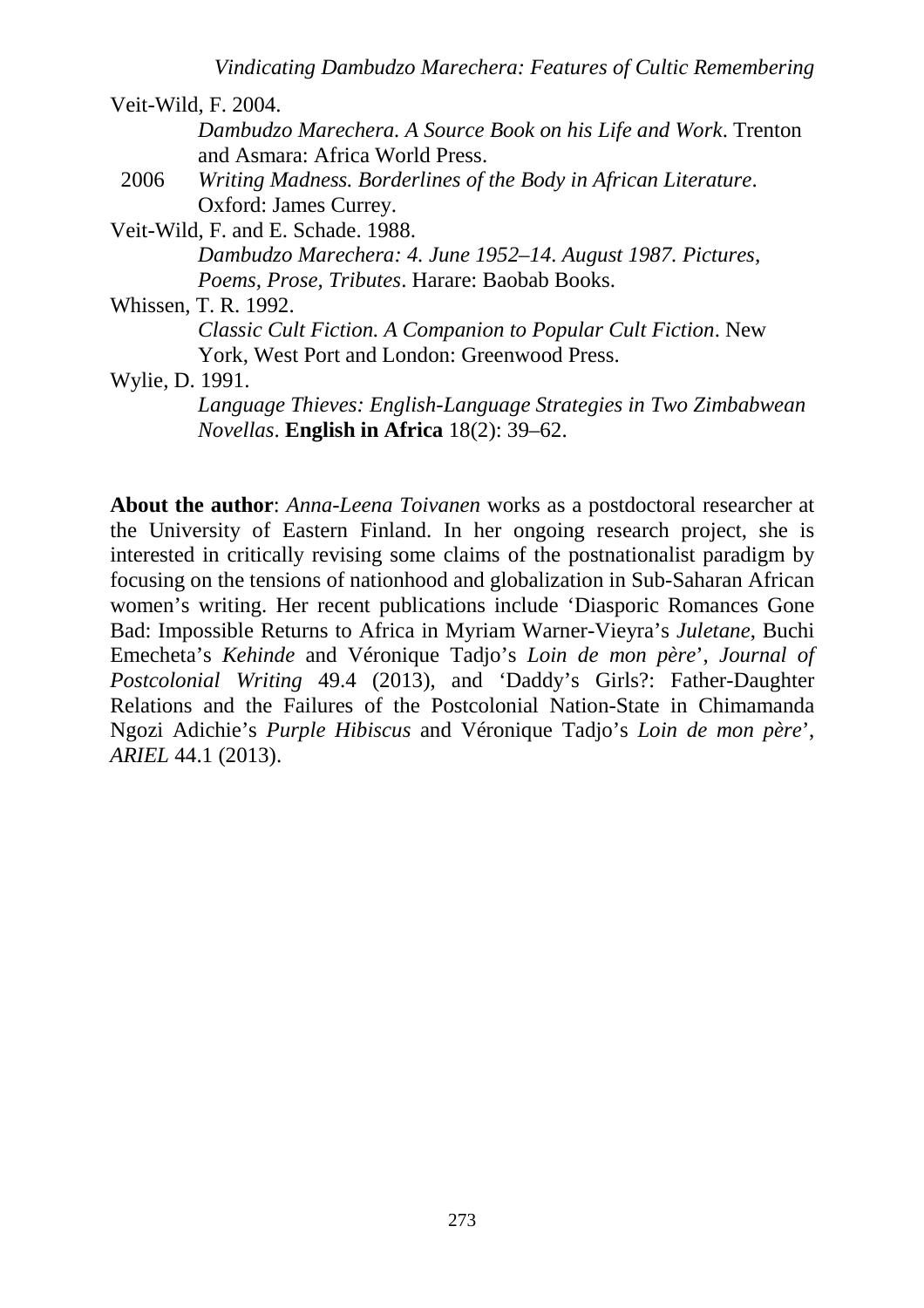Veit-Wild, F. 2004.
*Dambudzo Marechera. A Source Book on his Life and Work*. Trenton and Asmara: Africa World Press.

2006 *Writing Madness. Borderlines of the Body in African Literature*. Oxford: James Currey.

Veit-Wild, F. and E. Schade. 1988.
*Dambudzo Marechera: 4. June 1952–14. August 1987. Pictures, Poems, Prose, Tributes*. Harare: Baobab Books.

Whissen, T. R. 1992.
*Classic Cult Fiction. A Companion to Popular Cult Fiction*. New York, West Port and London: Greenwood Press.

Wylie, D. 1991.
*Language Thieves: English-Language Strategies in Two Zimbabwean Novellas*. **English in Africa** 18(2): 39–62.

**About the author**: *Anna-Leena Toivanen* works as a postdoctoral researcher at the University of Eastern Finland. In her ongoing research project, she is interested in critically revising some claims of the postnationalist paradigm by focusing on the tensions of nationhood and globalization in Sub-Saharan African women's writing. Her recent publications include 'Diasporic Romances Gone Bad: Impossible Returns to Africa in Myriam Warner-Vieyra's *Juletane*, Buchi Emecheta's *Kehinde* and Véronique Tadjo's *Loin de mon père*', *Journal of Postcolonial Writing* 49.4 (2013), and 'Daddy's Girls?: Father-Daughter Relations and the Failures of the Postcolonial Nation-State in Chimamanda Ngozi Adichie's *Purple Hibiscus* and Véronique Tadjo's *Loin de mon père*', *ARIEL* 44.1 (2013).